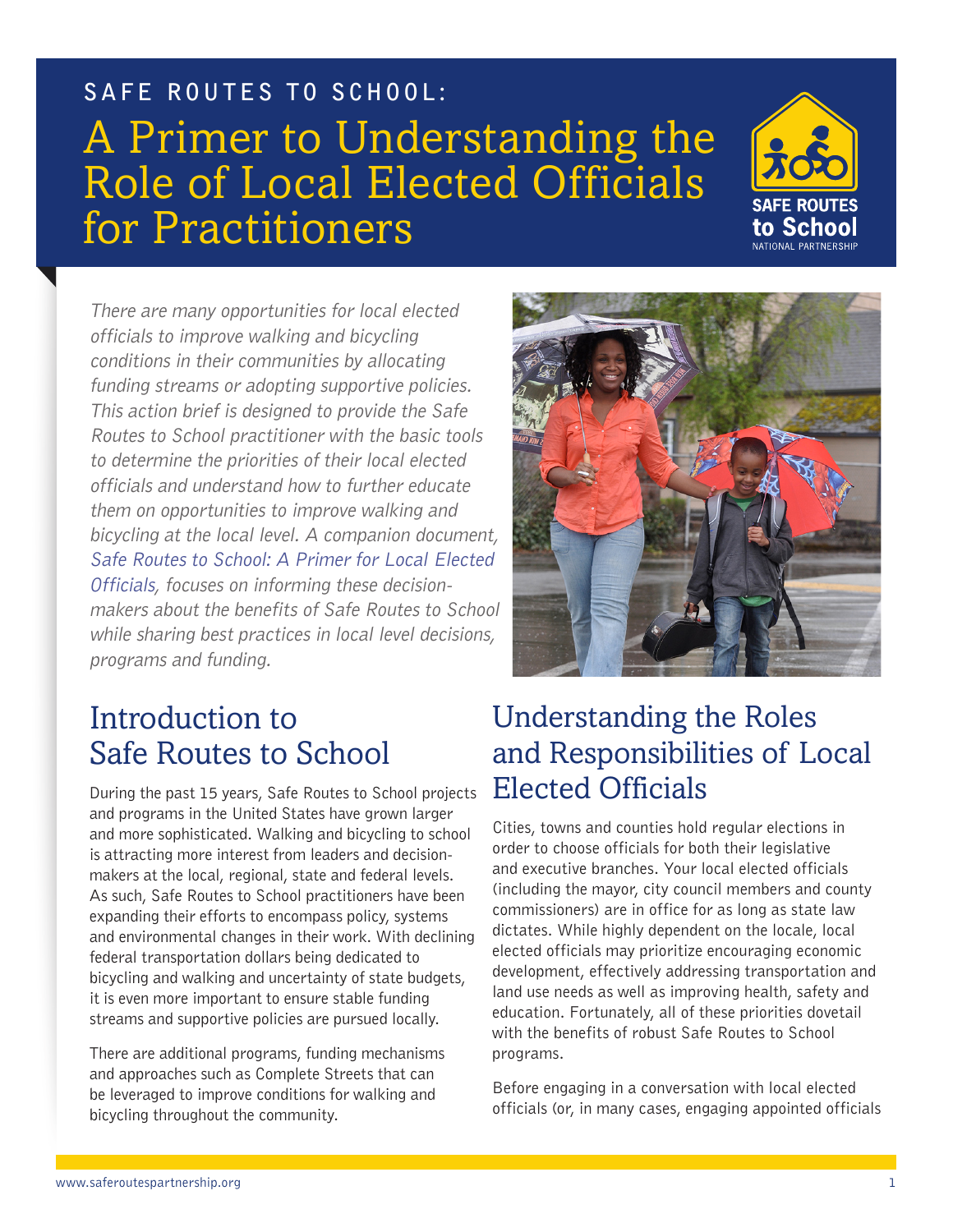SAFE ROUTES TO SCHOOL:

# A Primer to Understanding the Role of Local Elected Officials for Practitioners

*There are many opportunities for local elected officials to improve walking and bicycling conditions in their communities by allocating funding streams or adopting supportive policies. This action brief is designed to provide the Safe Routes to School practitioner with the basic tools to determine the priorities of their local elected officials and understand how to further educate them on opportunities to improve walking and bicycling at the local level. A companion document, Safe Routes to School: A Primer for Local Elected Officials, focuses on informing these decision-makers about the benefits of Safe Routes to School while sharing best practices in local level decisions, programs and funding.*

## Introduction to Safe Routes to School

During the past 15 years, Safe Routes to School projects and programs in the United States have grown larger and more sophisticated. Walking and bicycling to school is attracting more interest from leaders and decision-makers at the local, regional, state and federal levels. As such, Safe Routes to School practitioners have been expanding their efforts to encompass policy, systems and environmental changes in their work. With declining federal transportation dollars being dedicated to bicycling and walking and uncertainty of state budgets, it is even more important to ensure stable funding streams and supportive policies are pursued locally.

There are additional programs, funding mechanisms and approaches such as Complete Streets that can be leveraged to improve conditions for walking and bicycling throughout the community.

## Understanding the Roles and Responsibilities of Local Elected Officials

Cities, towns and counties hold regular elections in order to choose officials for both their legislative and executive branches. Your local elected officials (including the mayor, city council members and county commissioners) are in office for as long as state law dictates. While highly dependent on the locale, local elected officials may prioritize encouraging economic development, effectively addressing transportation and land use needs as well as improving health, safety and education. Fortunately, all of these priorities dovetail with the benefits of robust Safe Routes to School programs.

Before engaging in a conversation with local elected officials (or, in many cases, engaging appointed officials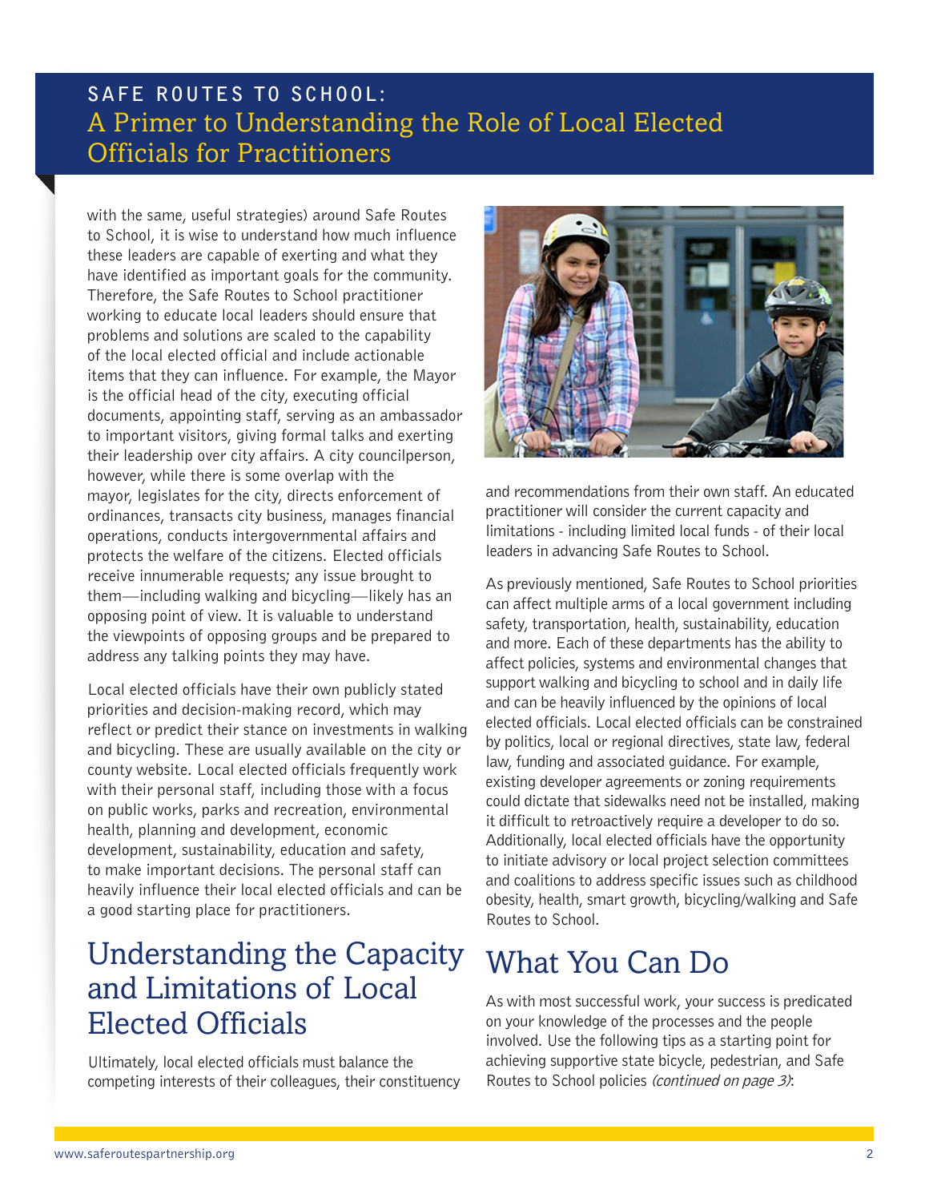with the same, useful strategies) around Safe Routes to School, it is wise to understand how much influence these leaders are capable of exerting and what they have identified as important goals for the community. Therefore, the Safe Routes to School practitioner working to educate local leaders should ensure that problems and solutions are scaled to the capability of the local elected official and include actionable items that they can influence. For example, the Mayor is the official head of the city, executing official documents, appointing staff, serving as an ambassador to important visitors, giving formal talks and exerting their leadership over city affairs. A city councilperson, however, while there is some overlap with the mayor, legislates for the city, directs enforcement of ordinances, transacts city business, manages financial operations, conducts intergovernmental affairs and protects the welfare of the citizens. Elected officials receive innumerable requests; any issue brought to them—including walking and bicycling—likely has an opposing point of view. It is valuable to understand the viewpoints of opposing groups and be prepared to address any talking points they may have.

Local elected officials have their own publicly stated priorities and decision-making record, which may reflect or predict their stance on investments in walking and bicycling. These are usually available on the city or county website. Local elected officials frequently work with their personal staff, including those with a focus on public works, parks and recreation, environmental health, planning and development, economic development, sustainability, education and safety, to make important decisions. The personal staff can heavily influence their local elected officials and can be a good starting place for practitioners.

## Understanding the Capacity and Limitations of Local Elected Officials

Ultimately, local elected officials must balance the competing interests of their colleagues, their constituency and recommendations from their own staff. An educated practitioner will consider the current capacity and limitations - including limited local funds - of their local leaders in advancing Safe Routes to School.

As previously mentioned, Safe Routes to School priorities can affect multiple arms of a local government including safety, transportation, health, sustainability, education and more. Each of these departments has the ability to affect policies, systems and environmental changes that support walking and bicycling to school and in daily life and can be heavily influenced by the opinions of local elected officials. Local elected officials can be constrained by politics, local or regional directives, state law, federal law, funding and associated guidance. For example, existing developer agreements or zoning requirements could dictate that sidewalks need not be installed, making it difficult to retroactively require a developer to do so. Additionally, local elected officials have the opportunity to initiate advisory or local project selection committees and coalitions to address specific issues such as childhood obesity, health, smart growth, bicycling/walking and Safe Routes to School.

## What You Can Do

As with most successful work, your success is predicated on your knowledge of the processes and the people involved. Use the following tips as a starting point for achieving supportive state bicycle, pedestrian, and Safe Routes to School policies *(continued on page 3)*: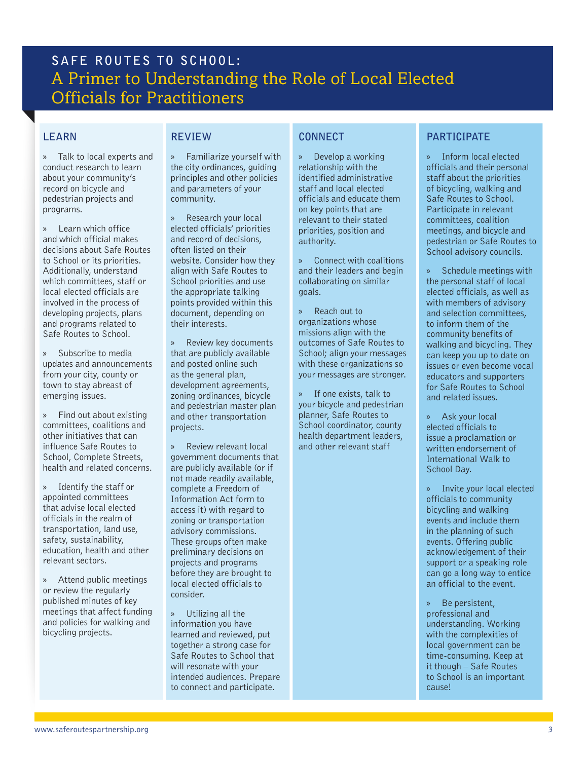# SAFE ROUTES TO SCHOOL:
## A Primer to Understanding the Role of Local Elected Officials for Practitioners

### LEARN

- Talk to local experts and conduct research to learn about your community's record on bicycle and pedestrian projects and programs.
- Learn which office and which official makes decisions about Safe Routes to School or its priorities. Additionally, understand which committees, staff or local elected officials are involved in the process of developing projects, plans and programs related to Safe Routes to School.
- Subscribe to media updates and announcements from your city, county or town to stay abreast of emerging issues.
- Find out about existing committees, coalitions and other initiatives that can influence Safe Routes to School, Complete Streets, health and related concerns.
- Identify the staff or appointed committees that advise local elected officials in the realm of transportation, land use, safety, sustainability, education, health and other relevant sectors.
- Attend public meetings or review the regularly published minutes of key meetings that affect funding and policies for walking and bicycling projects.

### REVIEW

- Familiarize yourself with the city ordinances, guiding principles and other policies and parameters of your community.
- Research your local elected officials' priorities and record of decisions, often listed on their website. Consider how they align with Safe Routes to School priorities and use the appropriate talking points provided within this document, depending on their interests.
- Review key documents that are publicly available and posted online such as the general plan, development agreements, zoning ordinances, bicycle and pedestrian master plan and other transportation projects.
- Review relevant local government documents that are publicly available (or if not made readily available, complete a Freedom of Information Act form to access it) with regard to zoning or transportation advisory commissions. These groups often make preliminary decisions on projects and programs before they are brought to local elected officials to consider.
- Utilizing all the information you have learned and reviewed, put together a strong case for Safe Routes to School that will resonate with your intended audiences. Prepare to connect and participate.

### CONNECT

- Develop a working relationship with the identified administrative staff and local elected officials and educate them on key points that are relevant to their stated priorities, position and authority.
- Connect with coalitions and their leaders and begin collaborating on similar goals.
- Reach out to organizations whose missions align with the outcomes of Safe Routes to School; align your messages with these organizations so your messages are stronger.
- If one exists, talk to your bicycle and pedestrian planner, Safe Routes to School coordinator, county health department leaders, and other relevant staff

### PARTICIPATE

- Inform local elected officials and their personal staff about the priorities of bicycling, walking and Safe Routes to School. Participate in relevant committees, coalition meetings, and bicycle and pedestrian or Safe Routes to School advisory councils.
- Schedule meetings with the personal staff of local elected officials, as well as with members of advisory and selection committees, to inform them of the community benefits of walking and bicycling. They can keep you up to date on issues or even become vocal educators and supporters for Safe Routes to School and related issues.
- Ask your local elected officials to issue a proclamation or written endorsement of International Walk to School Day.
- Invite your local elected officials to community bicycling and walking events and include them in the planning of such events. Offering public acknowledgement of their support or a speaking role can go a long way to entice an official to the event.
- Be persistent, professional and understanding. Working with the complexities of local government can be time-consuming. Keep at it though – Safe Routes to School is an important cause!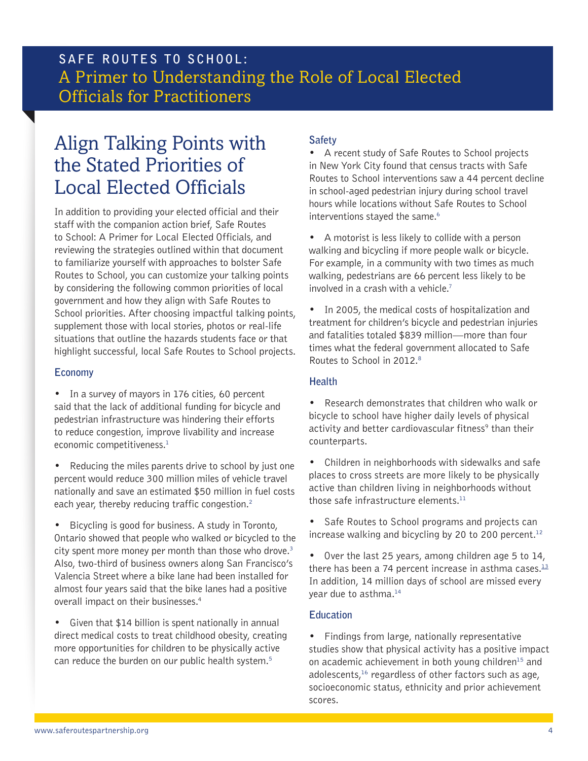# Align Talking Points with the Stated Priorities of Local Elected Officials

In addition to providing your elected official and their staff with the companion action brief, Safe Routes to School: A Primer for Local Elected Officials, and reviewing the strategies outlined within that document to familiarize yourself with approaches to bolster Safe Routes to School, you can customize your talking points by considering the following common priorities of local government and how they align with Safe Routes to School priorities. After choosing impactful talking points, supplement those with local stories, photos or real-life situations that outline the hazards students face or that highlight successful, local Safe Routes to School projects.

### Economy

- In a survey of mayors in 176 cities, 60 percent said that the lack of additional funding for bicycle and pedestrian infrastructure was hindering their efforts to reduce congestion, improve livability and increase economic competitiveness.[1]

- Reducing the miles parents drive to school by just one percent would reduce 300 million miles of vehicle travel nationally and save an estimated $50 million in fuel costs each year, thereby reducing traffic congestion.[2]

- Bicycling is good for business. A study in Toronto, Ontario showed that people who walked or bicycled to the city spent more money per month than those who drove.[3] Also, two-third of business owners along San Francisco's Valencia Street where a bike lane had been installed for almost four years said that the bike lanes had a positive overall impact on their businesses.[4]

- Given that $14 billion is spent nationally in annual direct medical costs to treat childhood obesity, creating more opportunities for children to be physically active can reduce the burden on our public health system.[5]

### Safety

- A recent study of Safe Routes to School projects in New York City found that census tracts with Safe Routes to School interventions saw a 44 percent decline in school-aged pedestrian injury during school travel hours while locations without Safe Routes to School interventions stayed the same.[6]

- A motorist is less likely to collide with a person walking and bicycling if more people walk or bicycle. For example, in a community with two times as much walking, pedestrians are 66 percent less likely to be involved in a crash with a vehicle.[7]

- In 2005, the medical costs of hospitalization and treatment for children's bicycle and pedestrian injuries and fatalities totaled $839 million—more than four times what the federal government allocated to Safe Routes to School in 2012.[8]

### Health

- Research demonstrates that children who walk or bicycle to school have higher daily levels of physical activity and better cardiovascular fitness[9] than their counterparts.

- Children in neighborhoods with sidewalks and safe places to cross streets are more likely to be physically active than children living in neighborhoods without those safe infrastructure elements.[11]

- Safe Routes to School programs and projects can increase walking and bicycling by 20 to 200 percent.[12]

- Over the last 25 years, among children age 5 to 14, there has been a 74 percent increase in asthma cases.[13] In addition, 14 million days of school are missed every year due to asthma.[14]

### Education

- Findings from large, nationally representative studies show that physical activity has a positive impact on academic achievement in both young children[15] and adolescents,[16] regardless of other factors such as age, socioeconomic status, ethnicity and prior achievement scores.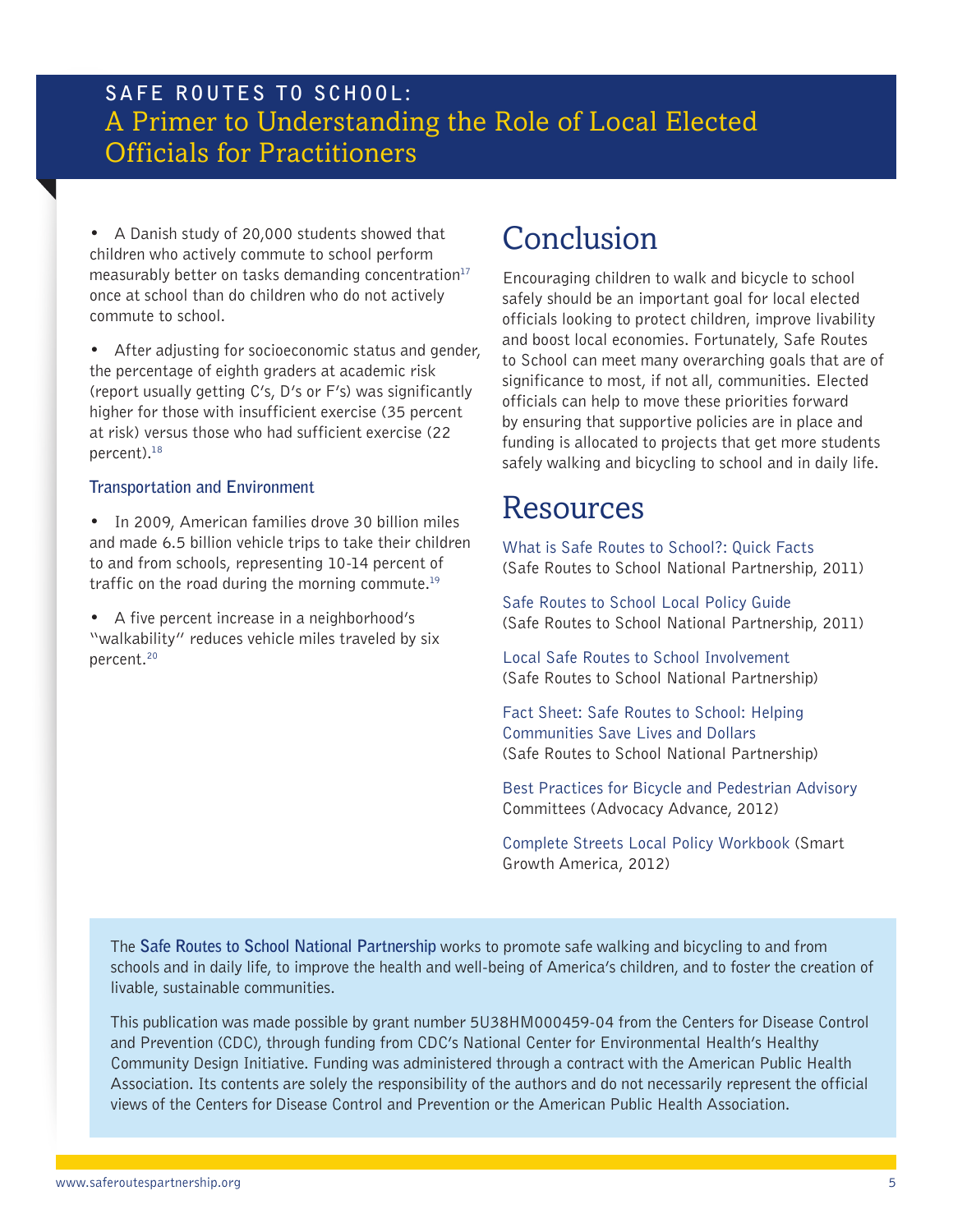- A Danish study of 20,000 students showed that children who actively commute to school perform measurably better on tasks demanding concentration[17] once at school than do children who do not actively commute to school.

- After adjusting for socioeconomic status and gender, the percentage of eighth graders at academic risk (report usually getting C's, D's or F's) was significantly higher for those with insufficient exercise (35 percent at risk) versus those who had sufficient exercise (22 percent).[18]

### Transportation and Environment

- In 2009, American families drove 30 billion miles and made 6.5 billion vehicle trips to take their children to and from schools, representing 10-14 percent of traffic on the road during the morning commute.[19]

- A five percent increase in a neighborhood's "walkability" reduces vehicle miles traveled by six percent.[20]

## Conclusion

Encouraging children to walk and bicycle to school safely should be an important goal for local elected officials looking to protect children, improve livability and boost local economies. Fortunately, Safe Routes to School can meet many overarching goals that are of significance to most, if not all, communities. Elected officials can help to move these priorities forward by ensuring that supportive policies are in place and funding is allocated to projects that get more students safely walking and bicycling to school and in daily life.

## Resources

What is Safe Routes to School?: Quick Facts (Safe Routes to School National Partnership, 2011)

Safe Routes to School Local Policy Guide (Safe Routes to School National Partnership, 2011)

Local Safe Routes to School Involvement (Safe Routes to School National Partnership)

Fact Sheet: Safe Routes to School: Helping Communities Save Lives and Dollars (Safe Routes to School National Partnership)

Best Practices for Bicycle and Pedestrian Advisory Committees (Advocacy Advance, 2012)

Complete Streets Local Policy Workbook (Smart Growth America, 2012)

The **Safe Routes to School National Partnership** works to promote safe walking and bicycling to and from schools and in daily life, to improve the health and well-being of America's children, and to foster the creation of livable, sustainable communities.

This publication was made possible by grant number 5U38HM000459-04 from the Centers for Disease Control and Prevention (CDC), through funding from CDC's National Center for Environmental Health's Healthy Community Design Initiative. Funding was administered through a contract with the American Public Health Association. Its contents are solely the responsibility of the authors and do not necessarily represent the official views of the Centers for Disease Control and Prevention or the American Public Health Association.